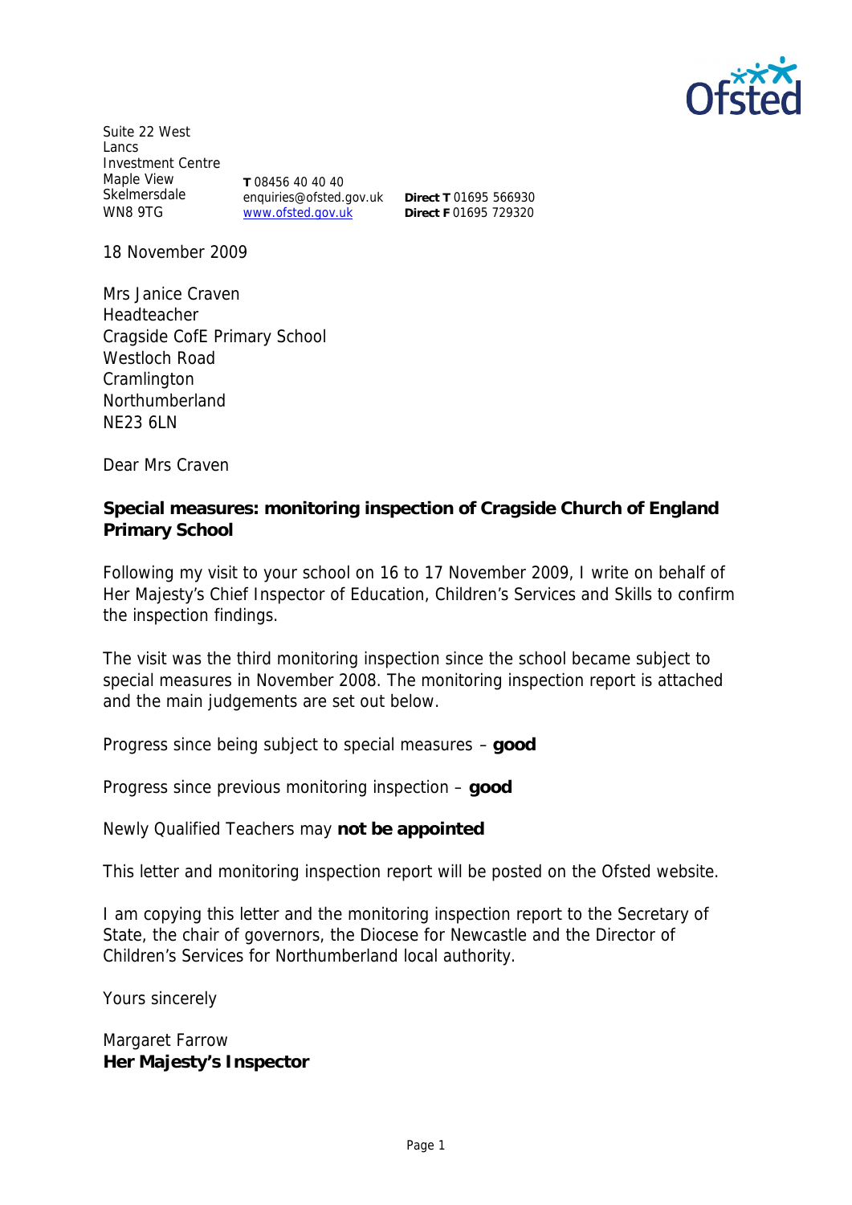Suite 22 West Lancs Investment Centre
Maple View
Skelmersdale
WN8 9TG

**T** 08456 40 40 40
enquiries@ofsted.gov.uk
www.ofsted.gov.uk

**Direct T** 01695 566930
**Direct F** 01695 729320

18 November 2009

Mrs Janice Craven
Headteacher
Cragside CofE Primary School
Westloch Road
Cramlington
Northumberland
NE23 6LN

Dear Mrs Craven

**Special measures: monitoring inspection of Cragside Church of England Primary School**

Following my visit to your school on 16 to 17 November 2009, I write on behalf of Her Majesty's Chief Inspector of Education, Children's Services and Skills to confirm the inspection findings.

The visit was the third monitoring inspection since the school became subject to special measures in November 2008. The monitoring inspection report is attached and the main judgements are set out below.

Progress since being subject to special measures – **good**

Progress since previous monitoring inspection – **good**

Newly Qualified Teachers may **not be appointed**

This letter and monitoring inspection report will be posted on the Ofsted website.

I am copying this letter and the monitoring inspection report to the Secretary of State, the chair of governors, the Diocese for Newcastle and the Director of Children's Services for Northumberland local authority.

Yours sincerely

Margaret Farrow
**Her Majesty's Inspector**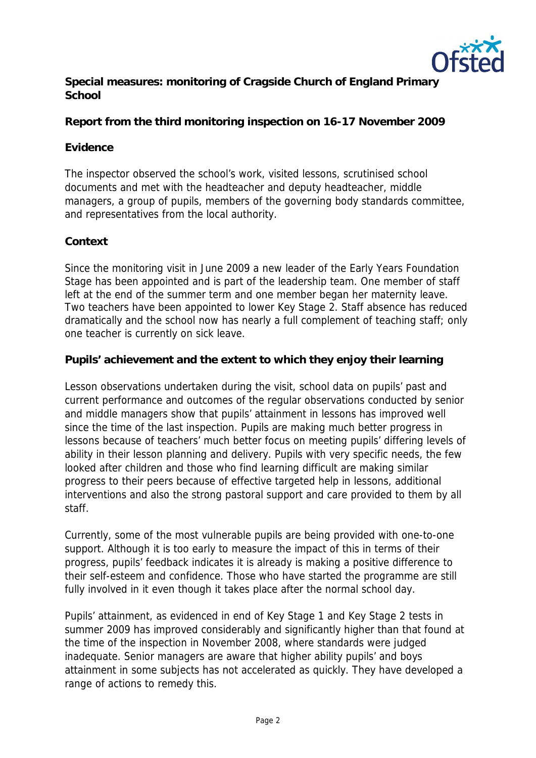**Special measures: monitoring of Cragside Church of England Primary School**

**Report from the third monitoring inspection on 16-17 November 2009**

**Evidence**

The inspector observed the school's work, visited lessons, scrutinised school documents and met with the headteacher and deputy headteacher, middle managers, a group of pupils, members of the governing body standards committee, and representatives from the local authority.

**Context**

Since the monitoring visit in June 2009 a new leader of the Early Years Foundation Stage has been appointed and is part of the leadership team. One member of staff left at the end of the summer term and one member began her maternity leave. Two teachers have been appointed to lower Key Stage 2. Staff absence has reduced dramatically and the school now has nearly a full complement of teaching staff; only one teacher is currently on sick leave.

**Pupils' achievement and the extent to which they enjoy their learning**

Lesson observations undertaken during the visit, school data on pupils' past and current performance and outcomes of the regular observations conducted by senior and middle managers show that pupils' attainment in lessons has improved well since the time of the last inspection. Pupils are making much better progress in lessons because of teachers' much better focus on meeting pupils' differing levels of ability in their lesson planning and delivery. Pupils with very specific needs, the few looked after children and those who find learning difficult are making similar progress to their peers because of effective targeted help in lessons, additional interventions and also the strong pastoral support and care provided to them by all staff.

Currently, some of the most vulnerable pupils are being provided with one-to-one support. Although it is too early to measure the impact of this in terms of their progress, pupils' feedback indicates it is already is making a positive difference to their self-esteem and confidence. Those who have started the programme are still fully involved in it even though it takes place after the normal school day.

Pupils' attainment, as evidenced in end of Key Stage 1 and Key Stage 2 tests in summer 2009 has improved considerably and significantly higher than that found at the time of the inspection in November 2008, where standards were judged inadequate. Senior managers are aware that higher ability pupils' and boys attainment in some subjects has not accelerated as quickly. They have developed a range of actions to remedy this.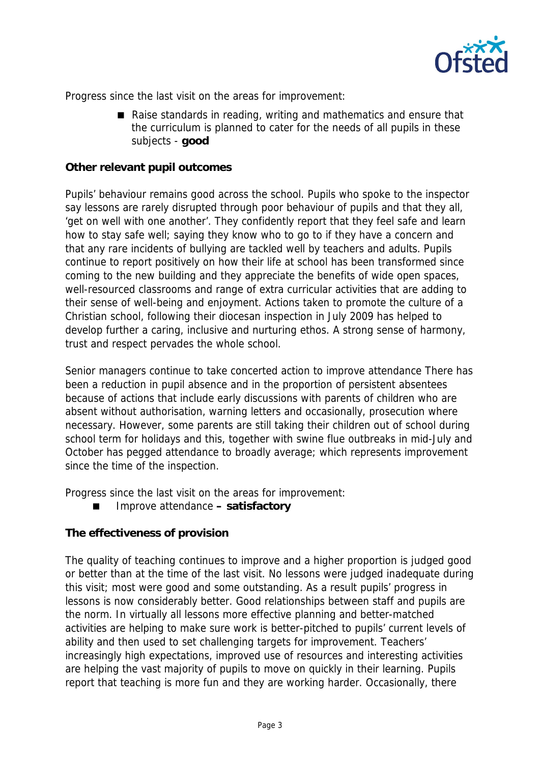Progress since the last visit on the areas for improvement:

- Raise standards in reading, writing and mathematics and ensure that the curriculum is planned to cater for the needs of all pupils in these subjects - **good**

**Other relevant pupil outcomes**

Pupils' behaviour remains good across the school. Pupils who spoke to the inspector say lessons are rarely disrupted through poor behaviour of pupils and that they all, 'get on well with one another'. They confidently report that they feel safe and learn how to stay safe well; saying they know who to go to if they have a concern and that any rare incidents of bullying are tackled well by teachers and adults. Pupils continue to report positively on how their life at school has been transformed since coming to the new building and they appreciate the benefits of wide open spaces, well-resourced classrooms and range of extra curricular activities that are adding to their sense of well-being and enjoyment. Actions taken to promote the culture of a Christian school, following their diocesan inspection in July 2009 has helped to develop further a caring, inclusive and nurturing ethos. A strong sense of harmony, trust and respect pervades the whole school.

Senior managers continue to take concerted action to improve attendance There has been a reduction in pupil absence and in the proportion of persistent absentees because of actions that include early discussions with parents of children who are absent without authorisation, warning letters and occasionally, prosecution where necessary. However, some parents are still taking their children out of school during school term for holidays and this, together with swine flue outbreaks in mid-July and October has pegged attendance to broadly average; which represents improvement since the time of the inspection.

Progress since the last visit on the areas for improvement:

- Improve attendance **– satisfactory**

**The effectiveness of provision**

The quality of teaching continues to improve and a higher proportion is judged good or better than at the time of the last visit. No lessons were judged inadequate during this visit; most were good and some outstanding. As a result pupils' progress in lessons is now considerably better. Good relationships between staff and pupils are the norm. In virtually all lessons more effective planning and better-matched activities are helping to make sure work is better-pitched to pupils' current levels of ability and then used to set challenging targets for improvement. Teachers' increasingly high expectations, improved use of resources and interesting activities are helping the vast majority of pupils to move on quickly in their learning. Pupils report that teaching is more fun and they are working harder. Occasionally, there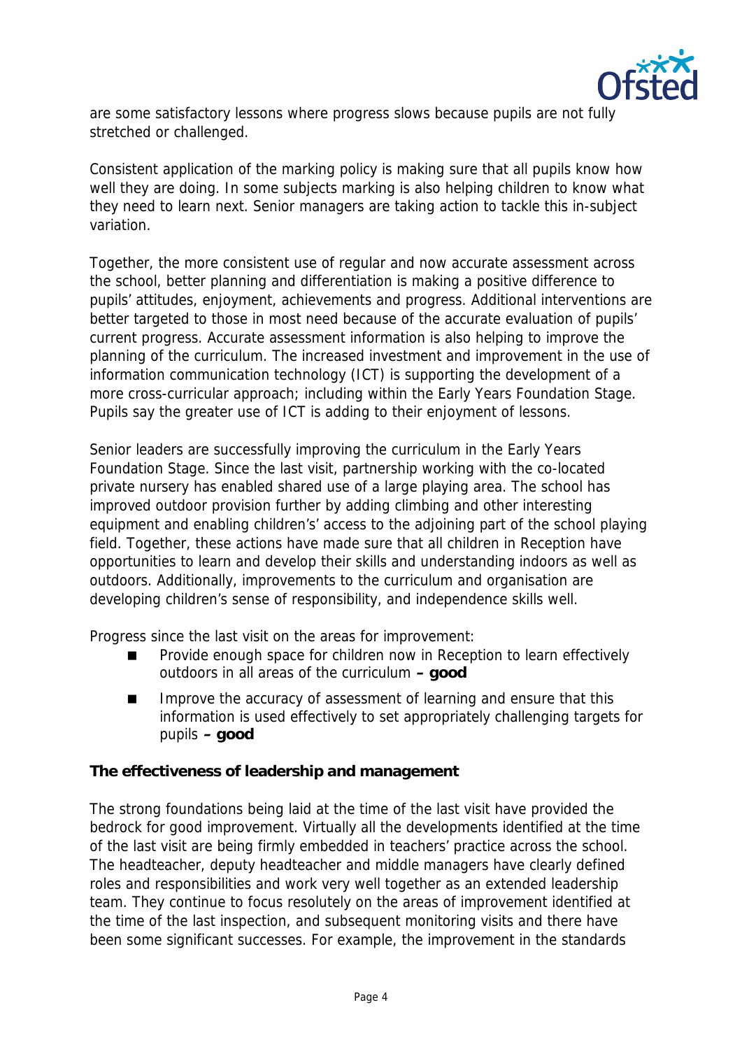are some satisfactory lessons where progress slows because pupils are not fully stretched or challenged.

Consistent application of the marking policy is making sure that all pupils know how well they are doing. In some subjects marking is also helping children to know what they need to learn next. Senior managers are taking action to tackle this in-subject variation.

Together, the more consistent use of regular and now accurate assessment across the school, better planning and differentiation is making a positive difference to pupils' attitudes, enjoyment, achievements and progress. Additional interventions are better targeted to those in most need because of the accurate evaluation of pupils' current progress. Accurate assessment information is also helping to improve the planning of the curriculum. The increased investment and improvement in the use of information communication technology (ICT) is supporting the development of a more cross-curricular approach; including within the Early Years Foundation Stage. Pupils say the greater use of ICT is adding to their enjoyment of lessons.

Senior leaders are successfully improving the curriculum in the Early Years Foundation Stage. Since the last visit, partnership working with the co-located private nursery has enabled shared use of a large playing area. The school has improved outdoor provision further by adding climbing and other interesting equipment and enabling children's' access to the adjoining part of the school playing field. Together, these actions have made sure that all children in Reception have opportunities to learn and develop their skills and understanding indoors as well as outdoors. Additionally, improvements to the curriculum and organisation are developing children's sense of responsibility, and independence skills well.

Progress since the last visit on the areas for improvement:

- Provide enough space for children now in Reception to learn effectively outdoors in all areas of the curriculum **– good**
- Improve the accuracy of assessment of learning and ensure that this information is used effectively to set appropriately challenging targets for pupils **– good**

**The effectiveness of leadership and management**

The strong foundations being laid at the time of the last visit have provided the bedrock for good improvement. Virtually all the developments identified at the time of the last visit are being firmly embedded in teachers' practice across the school. The headteacher, deputy headteacher and middle managers have clearly defined roles and responsibilities and work very well together as an extended leadership team. They continue to focus resolutely on the areas of improvement identified at the time of the last inspection, and subsequent monitoring visits and there have been some significant successes. For example, the improvement in the standards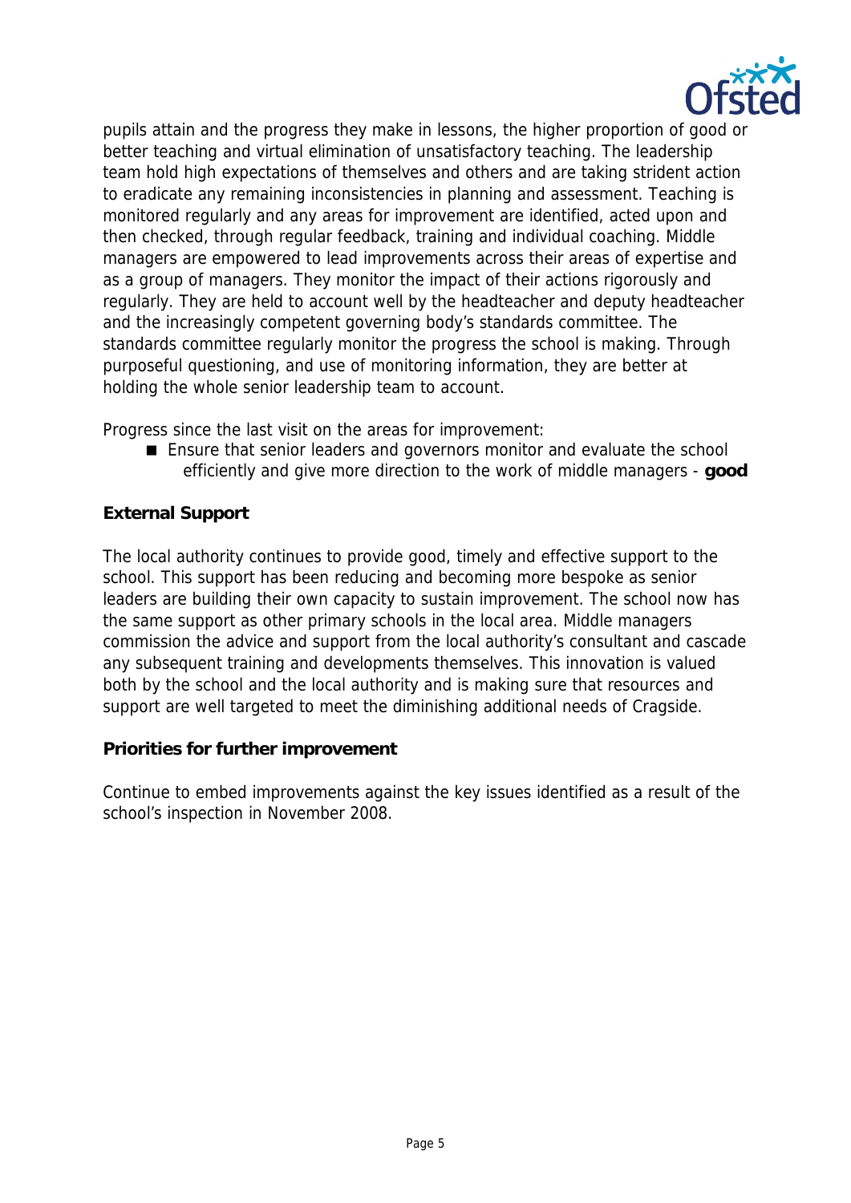pupils attain and the progress they make in lessons, the higher proportion of good or better teaching and virtual elimination of unsatisfactory teaching. The leadership team hold high expectations of themselves and others and are taking strident action to eradicate any remaining inconsistencies in planning and assessment. Teaching is monitored regularly and any areas for improvement are identified, acted upon and then checked, through regular feedback, training and individual coaching. Middle managers are empowered to lead improvements across their areas of expertise and as a group of managers. They monitor the impact of their actions rigorously and regularly. They are held to account well by the headteacher and deputy headteacher and the increasingly competent governing body's standards committee. The standards committee regularly monitor the progress the school is making. Through purposeful questioning, and use of monitoring information, they are better at holding the whole senior leadership team to account.

Progress since the last visit on the areas for improvement:

- Ensure that senior leaders and governors monitor and evaluate the school efficiently and give more direction to the work of middle managers - **good**

**External Support**

The local authority continues to provide good, timely and effective support to the school. This support has been reducing and becoming more bespoke as senior leaders are building their own capacity to sustain improvement. The school now has the same support as other primary schools in the local area. Middle managers commission the advice and support from the local authority's consultant and cascade any subsequent training and developments themselves. This innovation is valued both by the school and the local authority and is making sure that resources and support are well targeted to meet the diminishing additional needs of Cragside.

**Priorities for further improvement**

Continue to embed improvements against the key issues identified as a result of the school's inspection in November 2008.